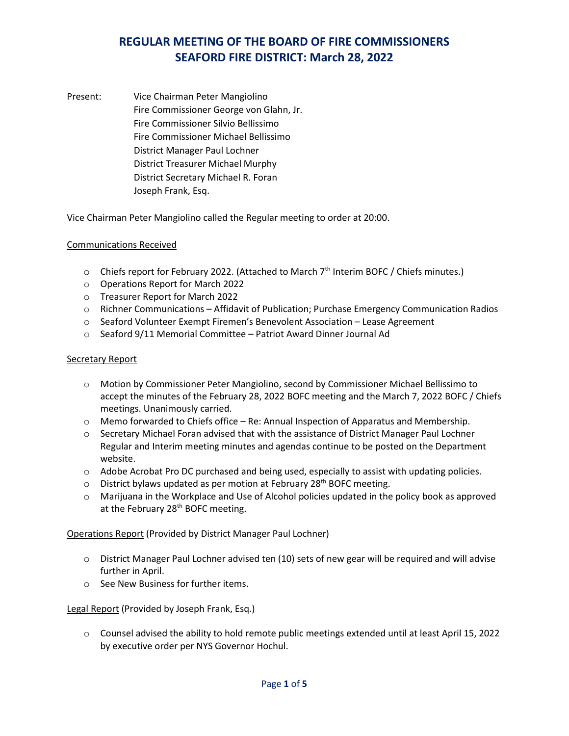# REGULAR MEETING OF THE BOARD OF FIRE COMMISSIONERS
# SEAFORD FIRE DISTRICT: March 28, 2022

Present: Vice Chairman Peter Mangiolino
Fire Commissioner George von Glahn, Jr.
Fire Commissioner Silvio Bellissimo
Fire Commissioner Michael Bellissimo
District Manager Paul Lochner
District Treasurer Michael Murphy
District Secretary Michael R. Foran
Joseph Frank, Esq.

Vice Chairman Peter Mangiolino called the Regular meeting to order at 20:00.

<u>Communications Received</u>

- Chiefs report for February 2022. (Attached to March 7th Interim BOFC / Chiefs minutes.)
- Operations Report for March 2022
- Treasurer Report for March 2022
- Richner Communications – Affidavit of Publication; Purchase Emergency Communication Radios
- Seaford Volunteer Exempt Firemen's Benevolent Association – Lease Agreement
- Seaford 9/11 Memorial Committee – Patriot Award Dinner Journal Ad

<u>Secretary Report</u>

- Motion by Commissioner Peter Mangiolino, second by Commissioner Michael Bellissimo to accept the minutes of the February 28, 2022 BOFC meeting and the March 7, 2022 BOFC / Chiefs meetings. Unanimously carried.
- Memo forwarded to Chiefs office – Re: Annual Inspection of Apparatus and Membership.
- Secretary Michael Foran advised that with the assistance of District Manager Paul Lochner Regular and Interim meeting minutes and agendas continue to be posted on the Department website.
- Adobe Acrobat Pro DC purchased and being used, especially to assist with updating policies.
- District bylaws updated as per motion at February 28th BOFC meeting.
- Marijuana in the Workplace and Use of Alcohol policies updated in the policy book as approved at the February 28th BOFC meeting.

<u>Operations Report</u> (Provided by District Manager Paul Lochner)

- District Manager Paul Lochner advised ten (10) sets of new gear will be required and will advise further in April.
- See New Business for further items.

<u>Legal Report</u> (Provided by Joseph Frank, Esq.)

- Counsel advised the ability to hold remote public meetings extended until at least April 15, 2022 by executive order per NYS Governor Hochul.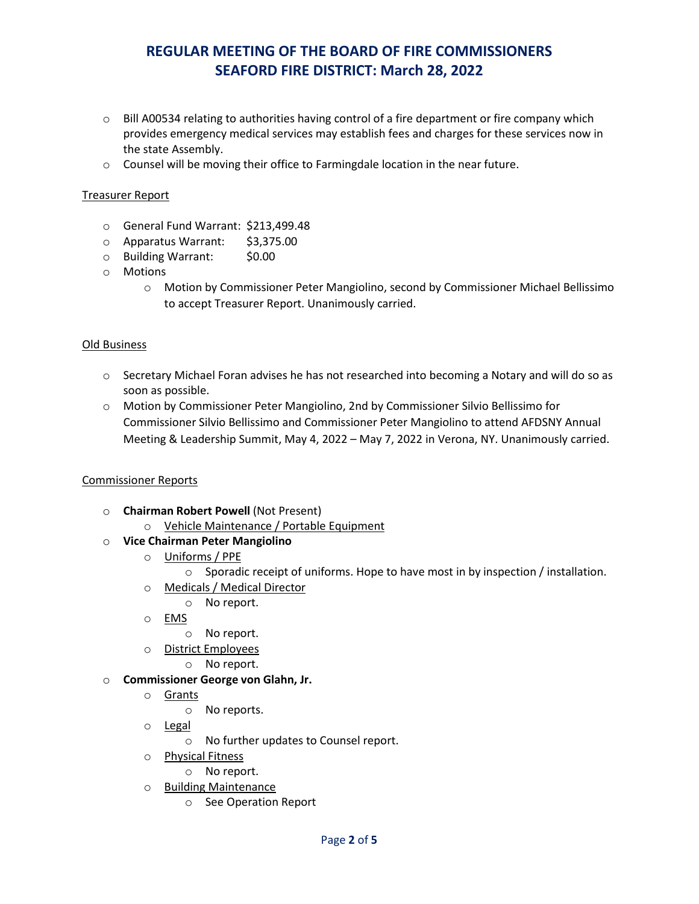# REGULAR MEETING OF THE BOARD OF FIRE COMMISSIONERS
# SEAFORD FIRE DISTRICT: March 28, 2022

- Bill A00534 relating to authorities having control of a fire department or fire company which provides emergency medical services may establish fees and charges for these services now in the state Assembly.
- Counsel will be moving their office to Farmingdale location in the near future.

Treasurer Report

- General Fund Warrant: $213,499.48
- Apparatus Warrant: $3,375.00
- Building Warrant: $0.00
- Motions
  - Motion by Commissioner Peter Mangiolino, second by Commissioner Michael Bellissimo to accept Treasurer Report. Unanimously carried.

Old Business

- Secretary Michael Foran advises he has not researched into becoming a Notary and will do so as soon as possible.
- Motion by Commissioner Peter Mangiolino, 2nd by Commissioner Silvio Bellissimo for Commissioner Silvio Bellissimo and Commissioner Peter Mangiolino to attend AFDSNY Annual Meeting & Leadership Summit, May 4, 2022 – May 7, 2022 in Verona, NY. Unanimously carried.

Commissioner Reports

- **Chairman Robert Powell** (Not Present)
  - Vehicle Maintenance / Portable Equipment
- **Vice Chairman Peter Mangiolino**
  - Uniforms / PPE
    - Sporadic receipt of uniforms. Hope to have most in by inspection / installation.
  - Medicals / Medical Director
    - No report.
  - EMS
    - No report.
  - District Employees
    - No report.
- **Commissioner George von Glahn, Jr.**
  - Grants
    - No reports.
  - Legal
    - No further updates to Counsel report.
  - Physical Fitness
    - No report.
  - Building Maintenance
    - See Operation Report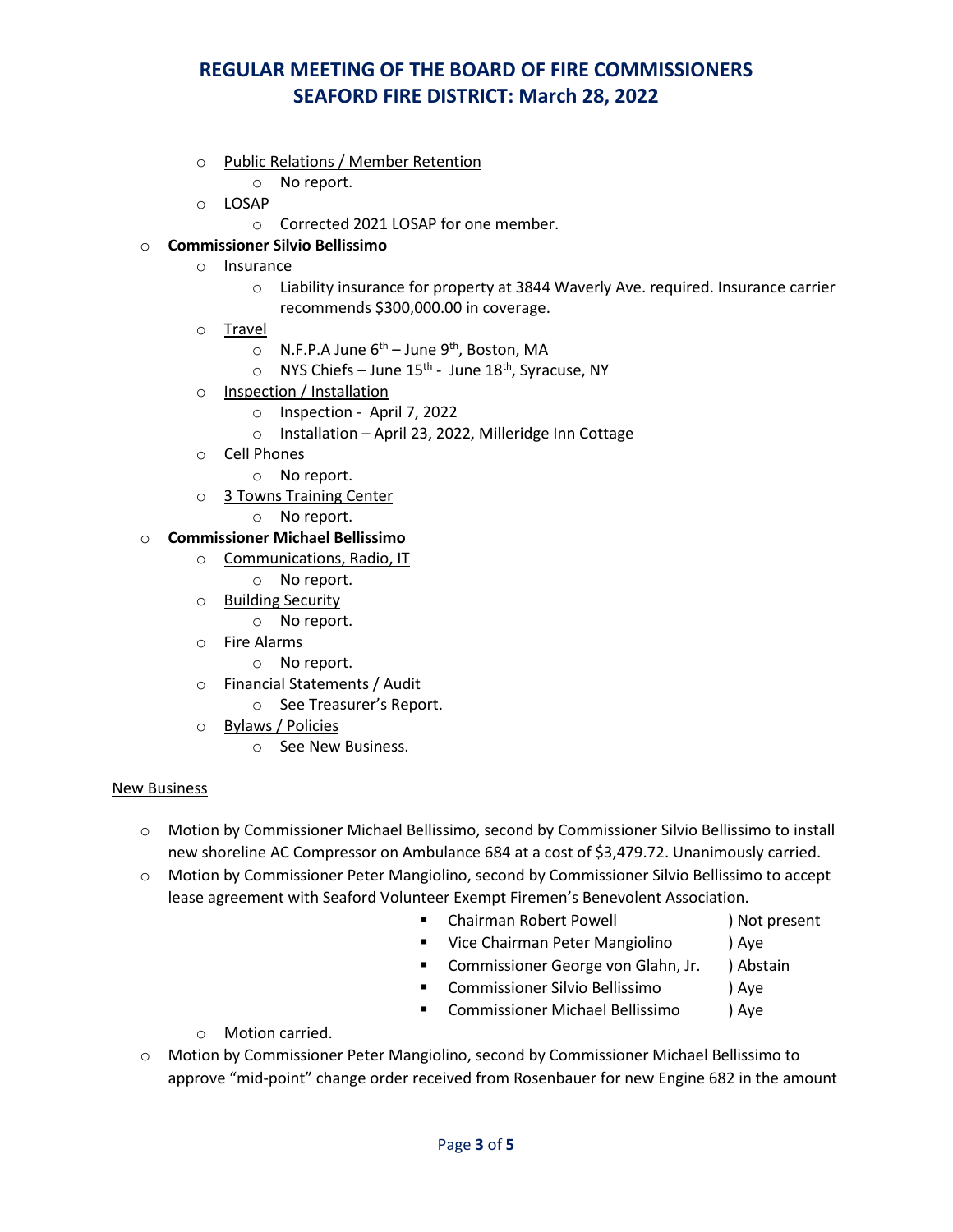- Public Relations / Member Retention
  - No report.
- LOSAP
  - Corrected 2021 LOSAP for one member.

- **Commissioner Silvio Bellissimo**
  - Insurance
    - Liability insurance for property at 3844 Waverly Ave. required. Insurance carrier recommends $300,000.00 in coverage.
  - Travel
    - N.F.P.A June 6th – June 9th, Boston, MA
    - NYS Chiefs – June 15th - June 18th, Syracuse, NY
  - Inspection / Installation
    - Inspection - April 7, 2022
    - Installation – April 23, 2022, Milleridge Inn Cottage
  - Cell Phones
    - No report.
  - 3 Towns Training Center
    - No report.
- **Commissioner Michael Bellissimo**
  - Communications, Radio, IT
    - No report.
  - Building Security
    - No report.
  - Fire Alarms
    - No report.
  - Financial Statements / Audit
    - See Treasurer's Report.
  - Bylaws / Policies
    - See New Business.

## New Business

- Motion by Commissioner Michael Bellissimo, second by Commissioner Silvio Bellissimo to install new shoreline AC Compressor on Ambulance 684 at a cost of $3,479.72. Unanimously carried.
- Motion by Commissioner Peter Mangiolino, second by Commissioner Silvio Bellissimo to accept lease agreement with Seaford Volunteer Exempt Firemen's Benevolent Association.
  - Chairman Robert Powell ) Not present
  - Vice Chairman Peter Mangiolino ) Aye
  - Commissioner George von Glahn, Jr. ) Abstain
  - Commissioner Silvio Bellissimo ) Aye
  - Commissioner Michael Bellissimo ) Aye
  - Motion carried.
- Motion by Commissioner Peter Mangiolino, second by Commissioner Michael Bellissimo to approve "mid-point" change order received from Rosenbauer for new Engine 682 in the amount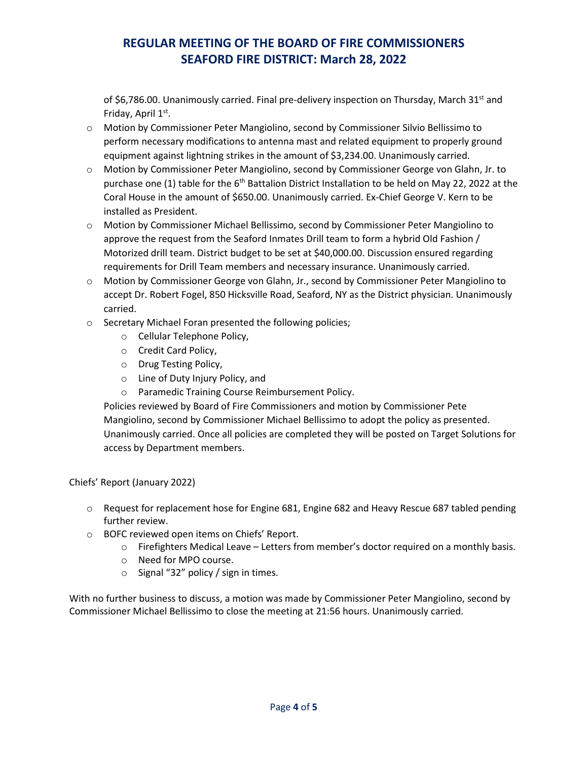of $6,786.00. Unanimously carried. Final pre-delivery inspection on Thursday, March 31st and Friday, April 1st.

- Motion by Commissioner Peter Mangiolino, second by Commissioner Silvio Bellissimo to perform necessary modifications to antenna mast and related equipment to properly ground equipment against lightning strikes in the amount of $3,234.00. Unanimously carried.
- Motion by Commissioner Peter Mangiolino, second by Commissioner George von Glahn, Jr. to purchase one (1) table for the 6th Battalion District Installation to be held on May 22, 2022 at the Coral House in the amount of $650.00. Unanimously carried. Ex-Chief George V. Kern to be installed as President.
- Motion by Commissioner Michael Bellissimo, second by Commissioner Peter Mangiolino to approve the request from the Seaford Inmates Drill team to form a hybrid Old Fashion / Motorized drill team. District budget to be set at $40,000.00. Discussion ensured regarding requirements for Drill Team members and necessary insurance. Unanimously carried.
- Motion by Commissioner George von Glahn, Jr., second by Commissioner Peter Mangiolino to accept Dr. Robert Fogel, 850 Hicksville Road, Seaford, NY as the District physician. Unanimously carried.
- Secretary Michael Foran presented the following policies;
  - Cellular Telephone Policy,
  - Credit Card Policy,
  - Drug Testing Policy,
  - Line of Duty Injury Policy, and
  - Paramedic Training Course Reimbursement Policy.

  Policies reviewed by Board of Fire Commissioners and motion by Commissioner Pete Mangiolino, second by Commissioner Michael Bellissimo to adopt the policy as presented. Unanimously carried. Once all policies are completed they will be posted on Target Solutions for access by Department members.

Chiefs' Report (January 2022)

- Request for replacement hose for Engine 681, Engine 682 and Heavy Rescue 687 tabled pending further review.
- BOFC reviewed open items on Chiefs' Report.
  - Firefighters Medical Leave – Letters from member's doctor required on a monthly basis.
  - Need for MPO course.
  - Signal "32" policy / sign in times.

With no further business to discuss, a motion was made by Commissioner Peter Mangiolino, second by Commissioner Michael Bellissimo to close the meeting at 21:56 hours. Unanimously carried.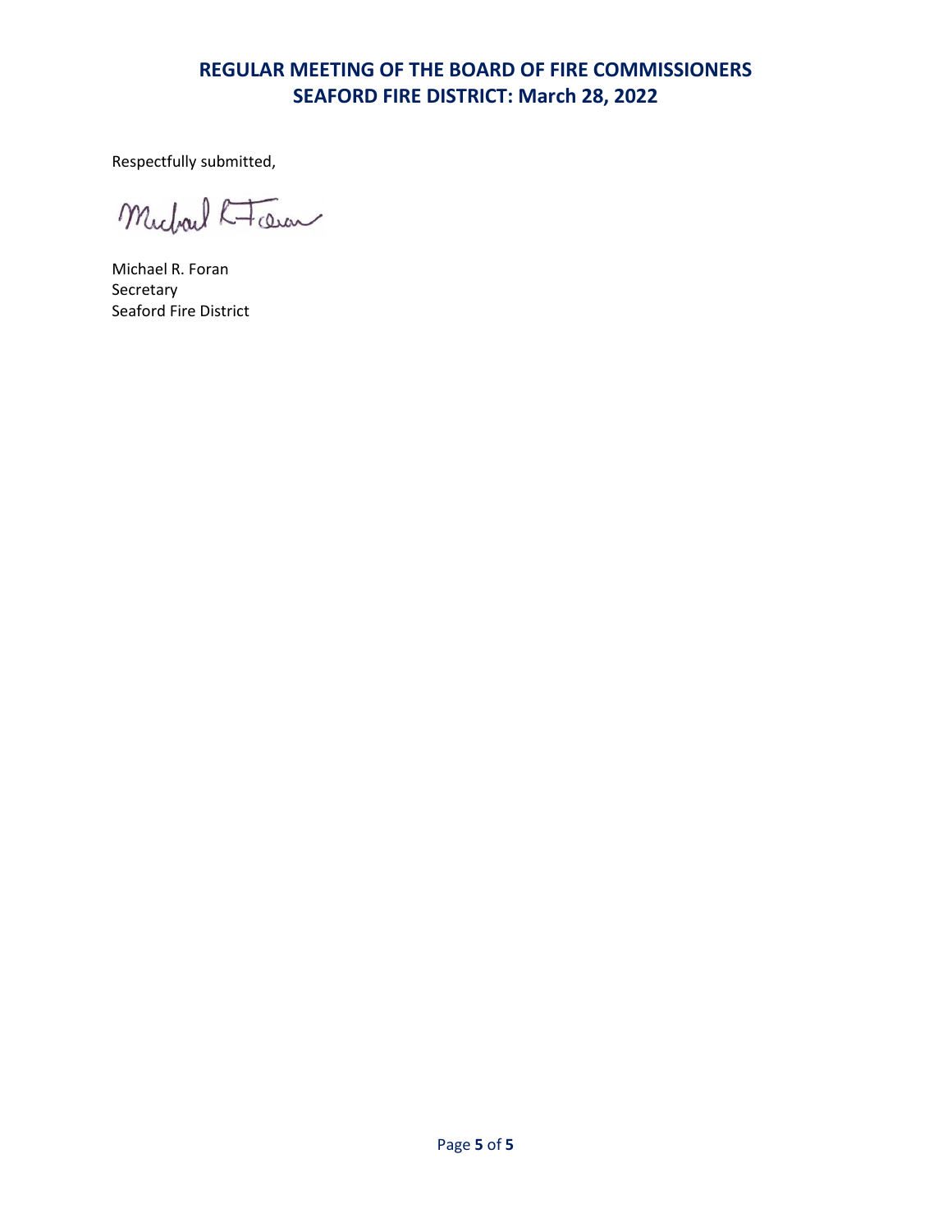Respectfully submitted,

Michael R. Foran
Secretary
Seaford Fire District